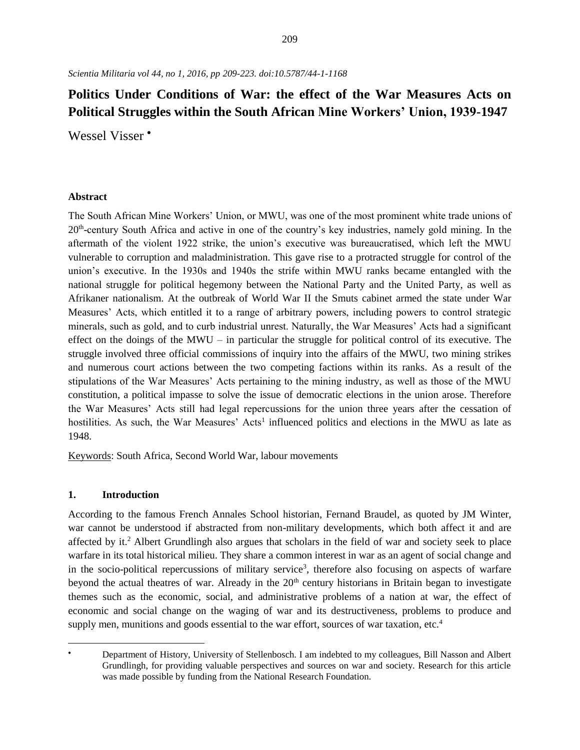# Politics Under Conditions of War: the effect of the War Measures Acts on Political Struggles within the South African Mine Workers' Union, 1939-1947

Wessel Visser [•]

### Abstract

The South African Mine Workers' Union, or MWU, was one of the most prominent white trade unions of 20th-century South Africa and active in one of the country's key industries, namely gold mining. In the aftermath of the violent 1922 strike, the union's executive was bureaucratised, which left the MWU vulnerable to corruption and maladministration. This gave rise to a protracted struggle for control of the union's executive. In the 1930s and 1940s the strife within MWU ranks became entangled with the national struggle for political hegemony between the National Party and the United Party, as well as Afrikaner nationalism. At the outbreak of World War II the Smuts cabinet armed the state under War Measures' Acts, which entitled it to a range of arbitrary powers, including powers to control strategic minerals, such as gold, and to curb industrial unrest. Naturally, the War Measures' Acts had a significant effect on the doings of the MWU – in particular the struggle for political control of its executive. The struggle involved three official commissions of inquiry into the affairs of the MWU, two mining strikes and numerous court actions between the two competing factions within its ranks. As a result of the stipulations of the War Measures' Acts pertaining to the mining industry, as well as those of the MWU constitution, a political impasse to solve the issue of democratic elections in the union arose. Therefore the War Measures' Acts still had legal repercussions for the union three years after the cessation of hostilities. As such, the War Measures' Acts[1] influenced politics and elections in the MWU as late as 1948.

Keywords: South Africa, Second World War, labour movements

### 1. Introduction

According to the famous French Annales School historian, Fernand Braudel, as quoted by JM Winter, war cannot be understood if abstracted from non-military developments, which both affect it and are affected by it.[2] Albert Grundlingh also argues that scholars in the field of war and society seek to place warfare in its total historical milieu. They share a common interest in war as an agent of social change and in the socio-political repercussions of military service[3], therefore also focusing on aspects of warfare beyond the actual theatres of war. Already in the 20th century historians in Britain began to investigate themes such as the economic, social, and administrative problems of a nation at war, the effect of economic and social change on the waging of war and its destructiveness, problems to produce and supply men, munitions and goods essential to the war effort, sources of war taxation, etc.[4]

---

[•] Department of History, University of Stellenbosch. I am indebted to my colleagues, Bill Nasson and Albert Grundlingh, for providing valuable perspectives and sources on war and society. Research for this article was made possible by funding from the National Research Foundation.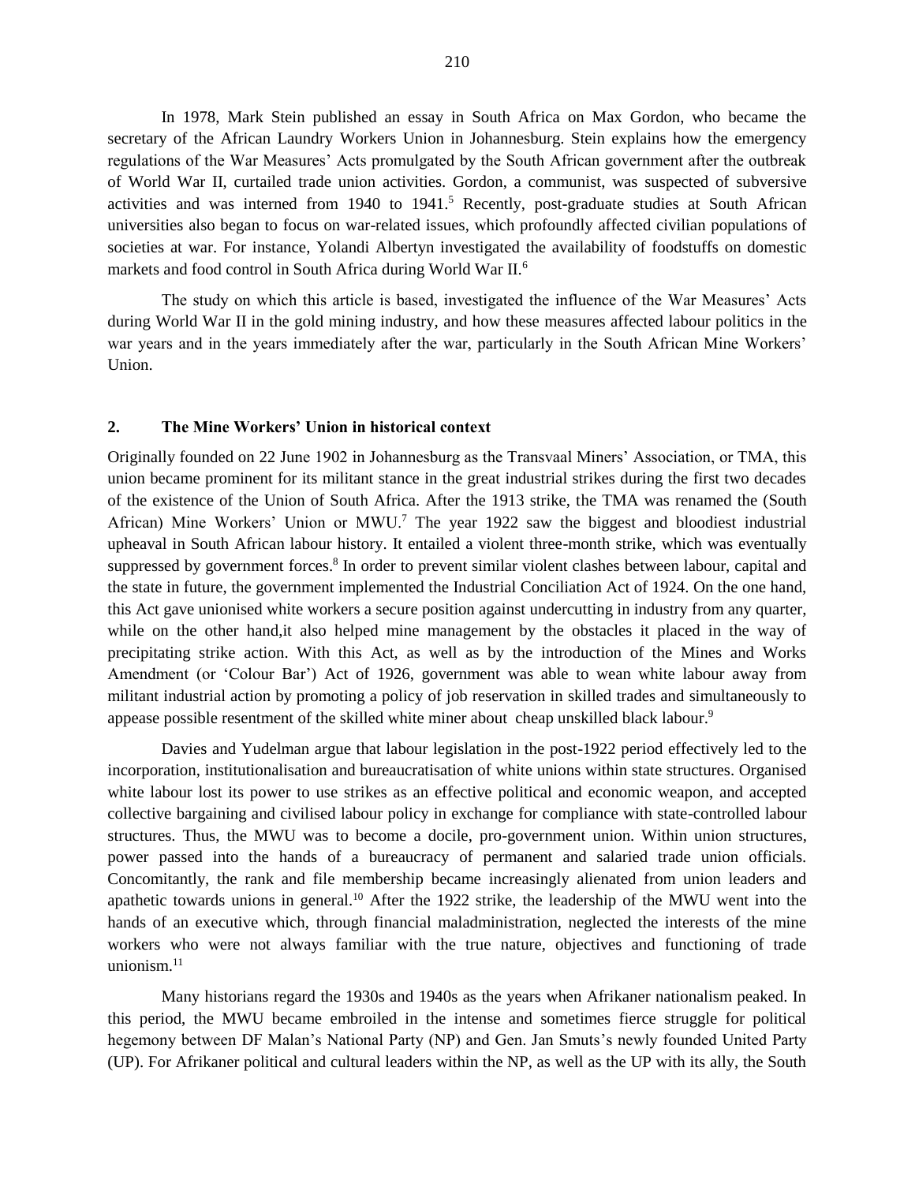In 1978, Mark Stein published an essay in South Africa on Max Gordon, who became the secretary of the African Laundry Workers Union in Johannesburg. Stein explains how the emergency regulations of the War Measures' Acts promulgated by the South African government after the outbreak of World War II, curtailed trade union activities. Gordon, a communist, was suspected of subversive activities and was interned from 1940 to 1941.[5] Recently, post-graduate studies at South African universities also began to focus on war-related issues, which profoundly affected civilian populations of societies at war. For instance, Yolandi Albertyn investigated the availability of foodstuffs on domestic markets and food control in South Africa during World War II.[6]

The study on which this article is based, investigated the influence of the War Measures' Acts during World War II in the gold mining industry, and how these measures affected labour politics in the war years and in the years immediately after the war, particularly in the South African Mine Workers' Union.

## 2. The Mine Workers' Union in historical context

Originally founded on 22 June 1902 in Johannesburg as the Transvaal Miners' Association, or TMA, this union became prominent for its militant stance in the great industrial strikes during the first two decades of the existence of the Union of South Africa. After the 1913 strike, the TMA was renamed the (South African) Mine Workers' Union or MWU.[7] The year 1922 saw the biggest and bloodiest industrial upheaval in South African labour history. It entailed a violent three-month strike, which was eventually suppressed by government forces.[8] In order to prevent similar violent clashes between labour, capital and the state in future, the government implemented the Industrial Conciliation Act of 1924. On the one hand, this Act gave unionised white workers a secure position against undercutting in industry from any quarter, while on the other hand,it also helped mine management by the obstacles it placed in the way of precipitating strike action. With this Act, as well as by the introduction of the Mines and Works Amendment (or 'Colour Bar') Act of 1926, government was able to wean white labour away from militant industrial action by promoting a policy of job reservation in skilled trades and simultaneously to appease possible resentment of the skilled white miner about cheap unskilled black labour.[9]

Davies and Yudelman argue that labour legislation in the post-1922 period effectively led to the incorporation, institutionalisation and bureaucratisation of white unions within state structures. Organised white labour lost its power to use strikes as an effective political and economic weapon, and accepted collective bargaining and civilised labour policy in exchange for compliance with state-controlled labour structures. Thus, the MWU was to become a docile, pro-government union. Within union structures, power passed into the hands of a bureaucracy of permanent and salaried trade union officials. Concomitantly, the rank and file membership became increasingly alienated from union leaders and apathetic towards unions in general.[10] After the 1922 strike, the leadership of the MWU went into the hands of an executive which, through financial maladministration, neglected the interests of the mine workers who were not always familiar with the true nature, objectives and functioning of trade unionism.[11]

Many historians regard the 1930s and 1940s as the years when Afrikaner nationalism peaked. In this period, the MWU became embroiled in the intense and sometimes fierce struggle for political hegemony between DF Malan's National Party (NP) and Gen. Jan Smuts's newly founded United Party (UP). For Afrikaner political and cultural leaders within the NP, as well as the UP with its ally, the South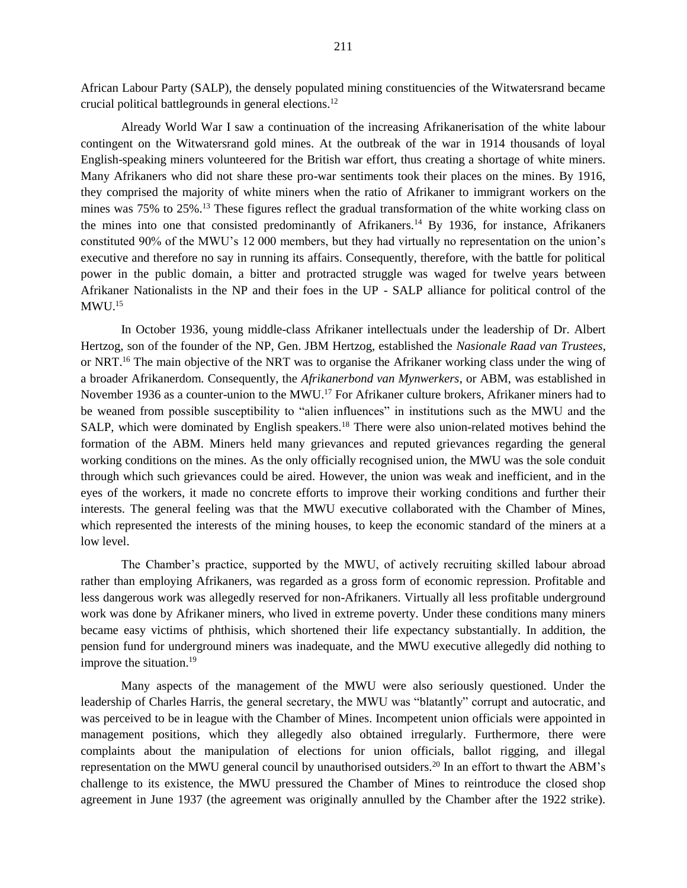African Labour Party (SALP), the densely populated mining constituencies of the Witwatersrand became crucial political battlegrounds in general elections.[12]

Already World War I saw a continuation of the increasing Afrikanerisation of the white labour contingent on the Witwatersrand gold mines. At the outbreak of the war in 1914 thousands of loyal English-speaking miners volunteered for the British war effort, thus creating a shortage of white miners. Many Afrikaners who did not share these pro-war sentiments took their places on the mines. By 1916, they comprised the majority of white miners when the ratio of Afrikaner to immigrant workers on the mines was 75% to 25%.[13] These figures reflect the gradual transformation of the white working class on the mines into one that consisted predominantly of Afrikaners.[14] By 1936, for instance, Afrikaners constituted 90% of the MWU's 12 000 members, but they had virtually no representation on the union's executive and therefore no say in running its affairs. Consequently, therefore, with the battle for political power in the public domain, a bitter and protracted struggle was waged for twelve years between Afrikaner Nationalists in the NP and their foes in the UP - SALP alliance for political control of the MWU.[15]

In October 1936, young middle-class Afrikaner intellectuals under the leadership of Dr. Albert Hertzog, son of the founder of the NP, Gen. JBM Hertzog, established the *Nasionale Raad van Trustees*, or NRT.[16] The main objective of the NRT was to organise the Afrikaner working class under the wing of a broader Afrikanerdom. Consequently, the *Afrikanerbond van Mynwerkers*, or ABM, was established in November 1936 as a counter-union to the MWU.[17] For Afrikaner culture brokers, Afrikaner miners had to be weaned from possible susceptibility to "alien influences" in institutions such as the MWU and the SALP, which were dominated by English speakers.[18] There were also union-related motives behind the formation of the ABM. Miners held many grievances and reputed grievances regarding the general working conditions on the mines. As the only officially recognised union, the MWU was the sole conduit through which such grievances could be aired. However, the union was weak and inefficient, and in the eyes of the workers, it made no concrete efforts to improve their working conditions and further their interests. The general feeling was that the MWU executive collaborated with the Chamber of Mines, which represented the interests of the mining houses, to keep the economic standard of the miners at a low level.

The Chamber's practice, supported by the MWU, of actively recruiting skilled labour abroad rather than employing Afrikaners, was regarded as a gross form of economic repression. Profitable and less dangerous work was allegedly reserved for non-Afrikaners. Virtually all less profitable underground work was done by Afrikaner miners, who lived in extreme poverty. Under these conditions many miners became easy victims of phthisis, which shortened their life expectancy substantially. In addition, the pension fund for underground miners was inadequate, and the MWU executive allegedly did nothing to improve the situation.[19]

Many aspects of the management of the MWU were also seriously questioned. Under the leadership of Charles Harris, the general secretary, the MWU was "blatantly" corrupt and autocratic, and was perceived to be in league with the Chamber of Mines. Incompetent union officials were appointed in management positions, which they allegedly also obtained irregularly. Furthermore, there were complaints about the manipulation of elections for union officials, ballot rigging, and illegal representation on the MWU general council by unauthorised outsiders.[20] In an effort to thwart the ABM's challenge to its existence, the MWU pressured the Chamber of Mines to reintroduce the closed shop agreement in June 1937 (the agreement was originally annulled by the Chamber after the 1922 strike).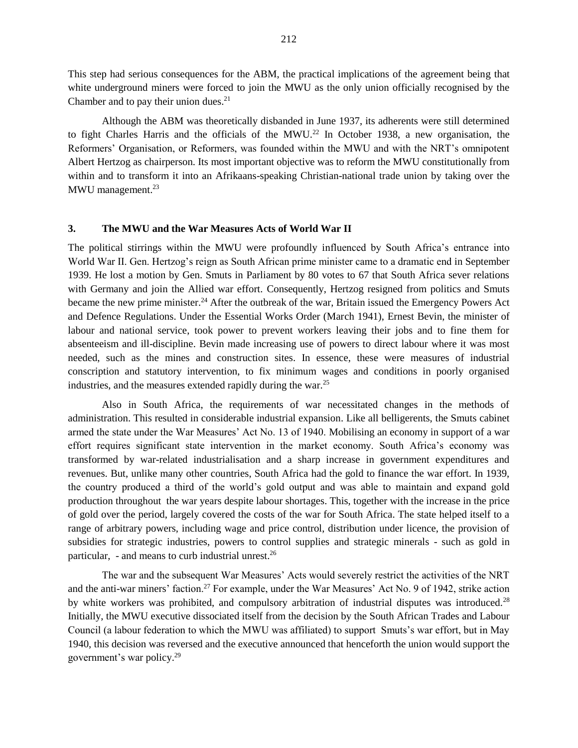This step had serious consequences for the ABM, the practical implications of the agreement being that white underground miners were forced to join the MWU as the only union officially recognised by the Chamber and to pay their union dues.[21]

Although the ABM was theoretically disbanded in June 1937, its adherents were still determined to fight Charles Harris and the officials of the MWU.[22] In October 1938, a new organisation, the Reformers' Organisation, or Reformers, was founded within the MWU and with the NRT's omnipotent Albert Hertzog as chairperson. Its most important objective was to reform the MWU constitutionally from within and to transform it into an Afrikaans-speaking Christian-national trade union by taking over the MWU management.[23]

## 3. The MWU and the War Measures Acts of World War II

The political stirrings within the MWU were profoundly influenced by South Africa's entrance into World War II. Gen. Hertzog's reign as South African prime minister came to a dramatic end in September 1939. He lost a motion by Gen. Smuts in Parliament by 80 votes to 67 that South Africa sever relations with Germany and join the Allied war effort. Consequently, Hertzog resigned from politics and Smuts became the new prime minister.[24] After the outbreak of the war, Britain issued the Emergency Powers Act and Defence Regulations. Under the Essential Works Order (March 1941), Ernest Bevin, the minister of labour and national service, took power to prevent workers leaving their jobs and to fine them for absenteeism and ill-discipline. Bevin made increasing use of powers to direct labour where it was most needed, such as the mines and construction sites. In essence, these were measures of industrial conscription and statutory intervention, to fix minimum wages and conditions in poorly organised industries, and the measures extended rapidly during the war.[25]

Also in South Africa, the requirements of war necessitated changes in the methods of administration. This resulted in considerable industrial expansion. Like all belligerents, the Smuts cabinet armed the state under the War Measures' Act No. 13 of 1940. Mobilising an economy in support of a war effort requires significant state intervention in the market economy. South Africa's economy was transformed by war-related industrialisation and a sharp increase in government expenditures and revenues. But, unlike many other countries, South Africa had the gold to finance the war effort. In 1939, the country produced a third of the world's gold output and was able to maintain and expand gold production throughout the war years despite labour shortages. This, together with the increase in the price of gold over the period, largely covered the costs of the war for South Africa. The state helped itself to a range of arbitrary powers, including wage and price control, distribution under licence, the provision of subsidies for strategic industries, powers to control supplies and strategic minerals - such as gold in particular, - and means to curb industrial unrest.[26]

The war and the subsequent War Measures' Acts would severely restrict the activities of the NRT and the anti-war miners' faction.[27] For example, under the War Measures' Act No. 9 of 1942, strike action by white workers was prohibited, and compulsory arbitration of industrial disputes was introduced.[28] Initially, the MWU executive dissociated itself from the decision by the South African Trades and Labour Council (a labour federation to which the MWU was affiliated) to support Smuts's war effort, but in May 1940, this decision was reversed and the executive announced that henceforth the union would support the government's war policy.[29]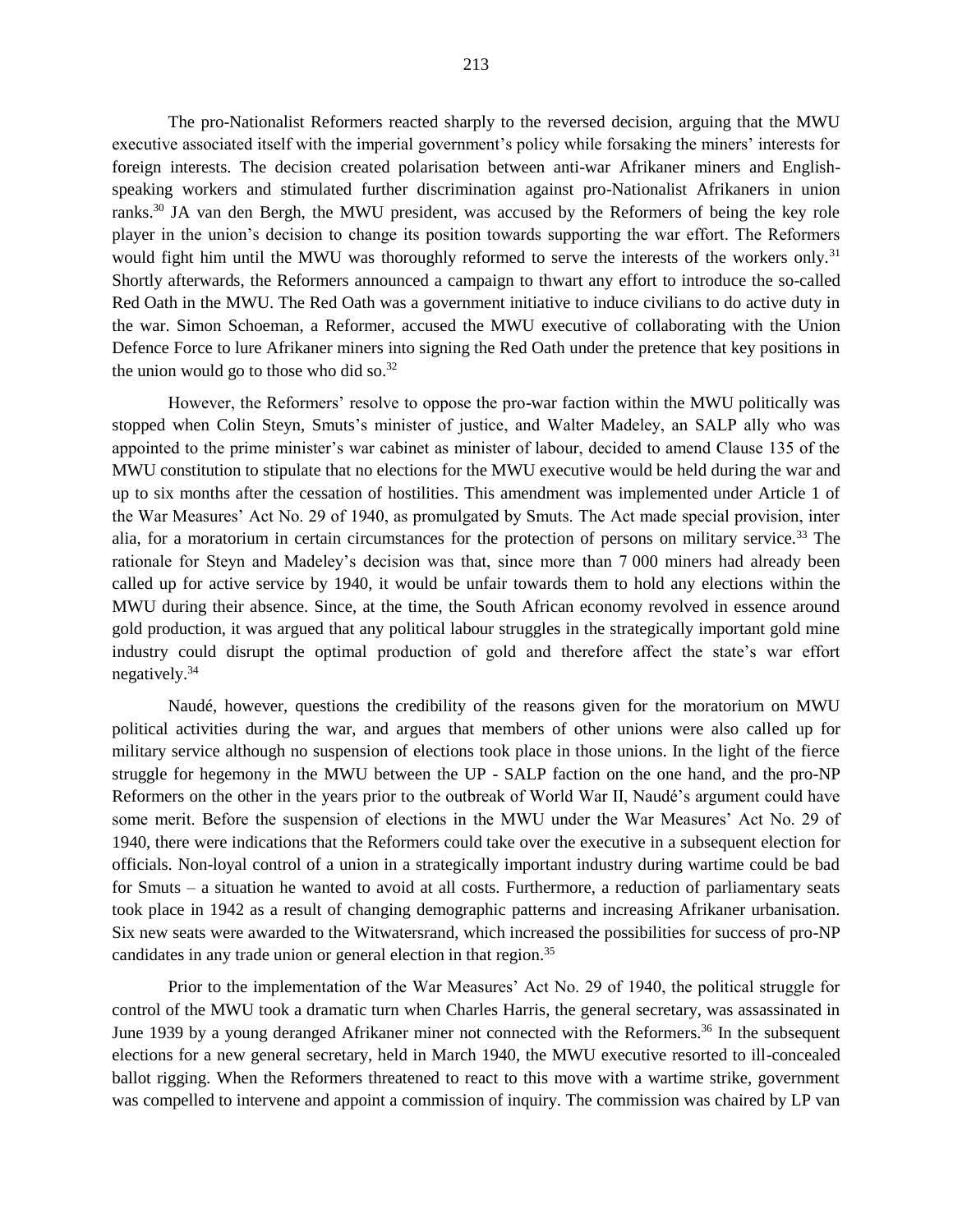The pro-Nationalist Reformers reacted sharply to the reversed decision, arguing that the MWU executive associated itself with the imperial government's policy while forsaking the miners' interests for foreign interests. The decision created polarisation between anti-war Afrikaner miners and English-speaking workers and stimulated further discrimination against pro-Nationalist Afrikaners in union ranks.[30] JA van den Bergh, the MWU president, was accused by the Reformers of being the key role player in the union's decision to change its position towards supporting the war effort. The Reformers would fight him until the MWU was thoroughly reformed to serve the interests of the workers only.[31] Shortly afterwards, the Reformers announced a campaign to thwart any effort to introduce the so-called Red Oath in the MWU. The Red Oath was a government initiative to induce civilians to do active duty in the war. Simon Schoeman, a Reformer, accused the MWU executive of collaborating with the Union Defence Force to lure Afrikaner miners into signing the Red Oath under the pretence that key positions in the union would go to those who did so.[32]

However, the Reformers' resolve to oppose the pro-war faction within the MWU politically was stopped when Colin Steyn, Smuts's minister of justice, and Walter Madeley, an SALP ally who was appointed to the prime minister's war cabinet as minister of labour, decided to amend Clause 135 of the MWU constitution to stipulate that no elections for the MWU executive would be held during the war and up to six months after the cessation of hostilities. This amendment was implemented under Article 1 of the War Measures' Act No. 29 of 1940, as promulgated by Smuts. The Act made special provision, inter alia, for a moratorium in certain circumstances for the protection of persons on military service.[33] The rationale for Steyn and Madeley's decision was that, since more than 7 000 miners had already been called up for active service by 1940, it would be unfair towards them to hold any elections within the MWU during their absence. Since, at the time, the South African economy revolved in essence around gold production, it was argued that any political labour struggles in the strategically important gold mine industry could disrupt the optimal production of gold and therefore affect the state's war effort negatively.[34]

Naudé, however, questions the credibility of the reasons given for the moratorium on MWU political activities during the war, and argues that members of other unions were also called up for military service although no suspension of elections took place in those unions. In the light of the fierce struggle for hegemony in the MWU between the UP - SALP faction on the one hand, and the pro-NP Reformers on the other in the years prior to the outbreak of World War II, Naudé's argument could have some merit. Before the suspension of elections in the MWU under the War Measures' Act No. 29 of 1940, there were indications that the Reformers could take over the executive in a subsequent election for officials. Non-loyal control of a union in a strategically important industry during wartime could be bad for Smuts – a situation he wanted to avoid at all costs. Furthermore, a reduction of parliamentary seats took place in 1942 as a result of changing demographic patterns and increasing Afrikaner urbanisation. Six new seats were awarded to the Witwatersrand, which increased the possibilities for success of pro-NP candidates in any trade union or general election in that region.[35]

Prior to the implementation of the War Measures' Act No. 29 of 1940, the political struggle for control of the MWU took a dramatic turn when Charles Harris, the general secretary, was assassinated in June 1939 by a young deranged Afrikaner miner not connected with the Reformers.[36] In the subsequent elections for a new general secretary, held in March 1940, the MWU executive resorted to ill-concealed ballot rigging. When the Reformers threatened to react to this move with a wartime strike, government was compelled to intervene and appoint a commission of inquiry. The commission was chaired by LP van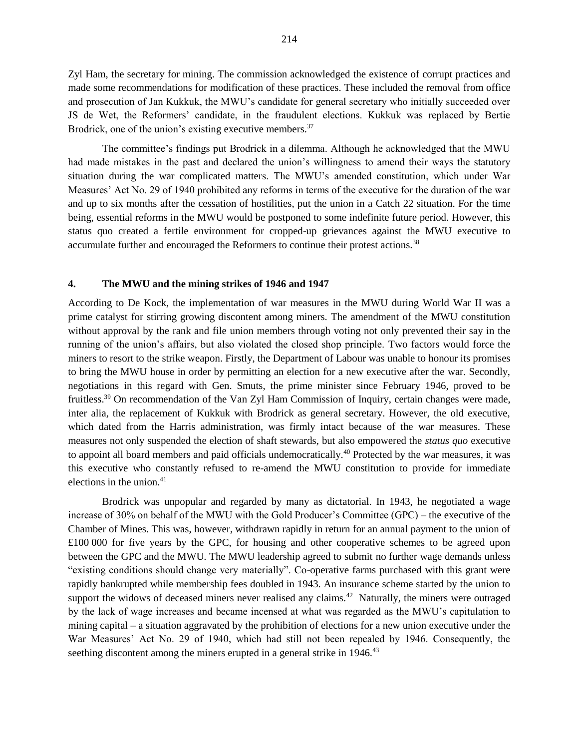Zyl Ham, the secretary for mining. The commission acknowledged the existence of corrupt practices and made some recommendations for modification of these practices. These included the removal from office and prosecution of Jan Kukkuk, the MWU's candidate for general secretary who initially succeeded over JS de Wet, the Reformers' candidate, in the fraudulent elections. Kukkuk was replaced by Bertie Brodrick, one of the union's existing executive members.[37]

The committee's findings put Brodrick in a dilemma. Although he acknowledged that the MWU had made mistakes in the past and declared the union's willingness to amend their ways the statutory situation during the war complicated matters. The MWU's amended constitution, which under War Measures' Act No. 29 of 1940 prohibited any reforms in terms of the executive for the duration of the war and up to six months after the cessation of hostilities, put the union in a Catch 22 situation. For the time being, essential reforms in the MWU would be postponed to some indefinite future period. However, this status quo created a fertile environment for cropped-up grievances against the MWU executive to accumulate further and encouraged the Reformers to continue their protest actions.[38]

## 4. The MWU and the mining strikes of 1946 and 1947

According to De Kock, the implementation of war measures in the MWU during World War II was a prime catalyst for stirring growing discontent among miners. The amendment of the MWU constitution without approval by the rank and file union members through voting not only prevented their say in the running of the union's affairs, but also violated the closed shop principle. Two factors would force the miners to resort to the strike weapon. Firstly, the Department of Labour was unable to honour its promises to bring the MWU house in order by permitting an election for a new executive after the war. Secondly, negotiations in this regard with Gen. Smuts, the prime minister since February 1946, proved to be fruitless.[39] On recommendation of the Van Zyl Ham Commission of Inquiry, certain changes were made, inter alia, the replacement of Kukkuk with Brodrick as general secretary. However, the old executive, which dated from the Harris administration, was firmly intact because of the war measures. These measures not only suspended the election of shaft stewards, but also empowered the *status quo* executive to appoint all board members and paid officials undemocratically.[40] Protected by the war measures, it was this executive who constantly refused to re-amend the MWU constitution to provide for immediate elections in the union.[41]

Brodrick was unpopular and regarded by many as dictatorial. In 1943, he negotiated a wage increase of 30% on behalf of the MWU with the Gold Producer's Committee (GPC) – the executive of the Chamber of Mines. This was, however, withdrawn rapidly in return for an annual payment to the union of £100 000 for five years by the GPC, for housing and other cooperative schemes to be agreed upon between the GPC and the MWU. The MWU leadership agreed to submit no further wage demands unless "existing conditions should change very materially". Co-operative farms purchased with this grant were rapidly bankrupted while membership fees doubled in 1943. An insurance scheme started by the union to support the widows of deceased miners never realised any claims.[42] Naturally, the miners were outraged by the lack of wage increases and became incensed at what was regarded as the MWU's capitulation to mining capital – a situation aggravated by the prohibition of elections for a new union executive under the War Measures' Act No. 29 of 1940, which had still not been repealed by 1946. Consequently, the seething discontent among the miners erupted in a general strike in 1946.[43]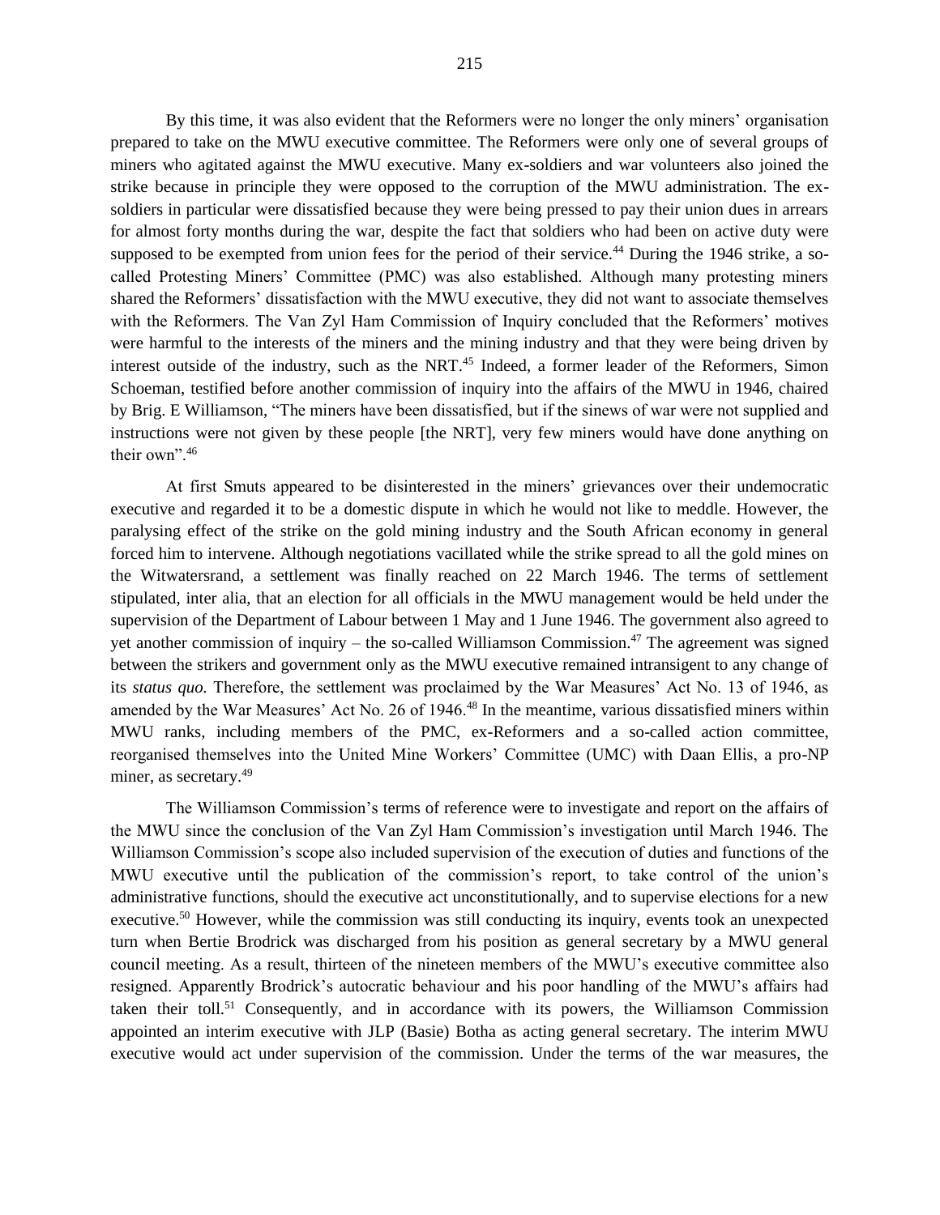By this time, it was also evident that the Reformers were no longer the only miners' organisation prepared to take on the MWU executive committee. The Reformers were only one of several groups of miners who agitated against the MWU executive. Many ex-soldiers and war volunteers also joined the strike because in principle they were opposed to the corruption of the MWU administration. The ex-soldiers in particular were dissatisfied because they were being pressed to pay their union dues in arrears for almost forty months during the war, despite the fact that soldiers who had been on active duty were supposed to be exempted from union fees for the period of their service.[44] During the 1946 strike, a so-called Protesting Miners' Committee (PMC) was also established. Although many protesting miners shared the Reformers' dissatisfaction with the MWU executive, they did not want to associate themselves with the Reformers. The Van Zyl Ham Commission of Inquiry concluded that the Reformers' motives were harmful to the interests of the miners and the mining industry and that they were being driven by interest outside of the industry, such as the NRT.[45] Indeed, a former leader of the Reformers, Simon Schoeman, testified before another commission of inquiry into the affairs of the MWU in 1946, chaired by Brig. E Williamson, "The miners have been dissatisfied, but if the sinews of war were not supplied and instructions were not given by these people [the NRT], very few miners would have done anything on their own".[46]

At first Smuts appeared to be disinterested in the miners' grievances over their undemocratic executive and regarded it to be a domestic dispute in which he would not like to meddle. However, the paralysing effect of the strike on the gold mining industry and the South African economy in general forced him to intervene. Although negotiations vacillated while the strike spread to all the gold mines on the Witwatersrand, a settlement was finally reached on 22 March 1946. The terms of settlement stipulated, inter alia, that an election for all officials in the MWU management would be held under the supervision of the Department of Labour between 1 May and 1 June 1946. The government also agreed to yet another commission of inquiry – the so-called Williamson Commission.[47] The agreement was signed between the strikers and government only as the MWU executive remained intransigent to any change of its *status quo*. Therefore, the settlement was proclaimed by the War Measures' Act No. 13 of 1946, as amended by the War Measures' Act No. 26 of 1946.[48] In the meantime, various dissatisfied miners within MWU ranks, including members of the PMC, ex-Reformers and a so-called action committee, reorganised themselves into the United Mine Workers' Committee (UMC) with Daan Ellis, a pro-NP miner, as secretary.[49]

The Williamson Commission's terms of reference were to investigate and report on the affairs of the MWU since the conclusion of the Van Zyl Ham Commission's investigation until March 1946. The Williamson Commission's scope also included supervision of the execution of duties and functions of the MWU executive until the publication of the commission's report, to take control of the union's administrative functions, should the executive act unconstitutionally, and to supervise elections for a new executive.[50] However, while the commission was still conducting its inquiry, events took an unexpected turn when Bertie Brodrick was discharged from his position as general secretary by a MWU general council meeting. As a result, thirteen of the nineteen members of the MWU's executive committee also resigned. Apparently Brodrick's autocratic behaviour and his poor handling of the MWU's affairs had taken their toll.[51] Consequently, and in accordance with its powers, the Williamson Commission appointed an interim executive with JLP (Basie) Botha as acting general secretary. The interim MWU executive would act under supervision of the commission. Under the terms of the war measures, the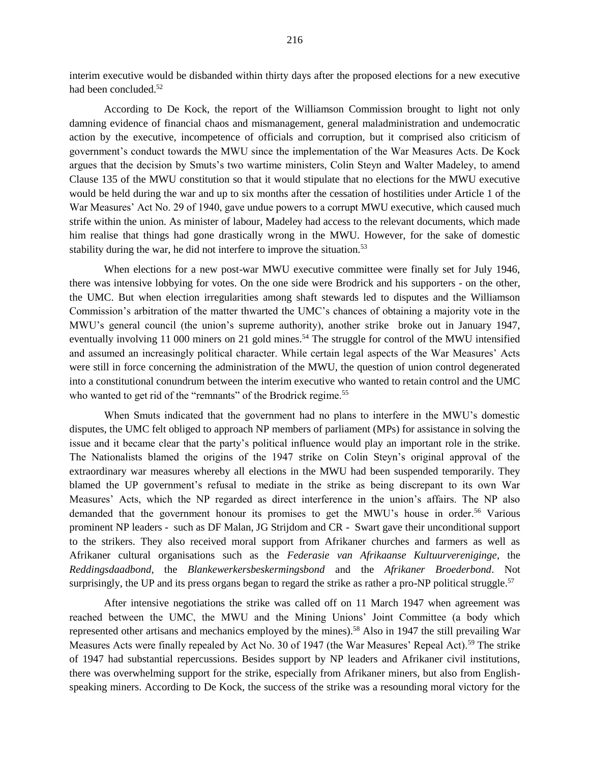interim executive would be disbanded within thirty days after the proposed elections for a new executive had been concluded.[52]

According to De Kock, the report of the Williamson Commission brought to light not only damning evidence of financial chaos and mismanagement, general maladministration and undemocratic action by the executive, incompetence of officials and corruption, but it comprised also criticism of government's conduct towards the MWU since the implementation of the War Measures Acts. De Kock argues that the decision by Smuts's two wartime ministers, Colin Steyn and Walter Madeley, to amend Clause 135 of the MWU constitution so that it would stipulate that no elections for the MWU executive would be held during the war and up to six months after the cessation of hostilities under Article 1 of the War Measures' Act No. 29 of 1940, gave undue powers to a corrupt MWU executive, which caused much strife within the union. As minister of labour, Madeley had access to the relevant documents, which made him realise that things had gone drastically wrong in the MWU. However, for the sake of domestic stability during the war, he did not interfere to improve the situation.[53]

When elections for a new post-war MWU executive committee were finally set for July 1946, there was intensive lobbying for votes. On the one side were Brodrick and his supporters - on the other, the UMC. But when election irregularities among shaft stewards led to disputes and the Williamson Commission's arbitration of the matter thwarted the UMC's chances of obtaining a majority vote in the MWU's general council (the union's supreme authority), another strike broke out in January 1947, eventually involving 11 000 miners on 21 gold mines.[54] The struggle for control of the MWU intensified and assumed an increasingly political character. While certain legal aspects of the War Measures' Acts were still in force concerning the administration of the MWU, the question of union control degenerated into a constitutional conundrum between the interim executive who wanted to retain control and the UMC who wanted to get rid of the "remnants" of the Brodrick regime.[55]

When Smuts indicated that the government had no plans to interfere in the MWU's domestic disputes, the UMC felt obliged to approach NP members of parliament (MPs) for assistance in solving the issue and it became clear that the party's political influence would play an important role in the strike. The Nationalists blamed the origins of the 1947 strike on Colin Steyn's original approval of the extraordinary war measures whereby all elections in the MWU had been suspended temporarily. They blamed the UP government's refusal to mediate in the strike as being discrepant to its own War Measures' Acts, which the NP regarded as direct interference in the union's affairs. The NP also demanded that the government honour its promises to get the MWU's house in order.[56] Various prominent NP leaders - such as DF Malan, JG Strijdom and CR - Swart gave their unconditional support to the strikers. They also received moral support from Afrikaner churches and farmers as well as Afrikaner cultural organisations such as the *Federasie van Afrikaanse Kultuurverenigings*, the *Reddingsdaadbond*, the *Blankewerkersbeskermingsbond* and the *Afrikaner Broederbond*. Not surprisingly, the UP and its press organs began to regard the strike as rather a pro-NP political struggle.[57]

After intensive negotiations the strike was called off on 11 March 1947 when agreement was reached between the UMC, the MWU and the Mining Unions' Joint Committee (a body which represented other artisans and mechanics employed by the mines).[58] Also in 1947 the still prevailing War Measures Acts were finally repealed by Act No. 30 of 1947 (the War Measures' Repeal Act).[59] The strike of 1947 had substantial repercussions. Besides support by NP leaders and Afrikaner civil institutions, there was overwhelming support for the strike, especially from Afrikaner miners, but also from English-speaking miners. According to De Kock, the success of the strike was a resounding moral victory for the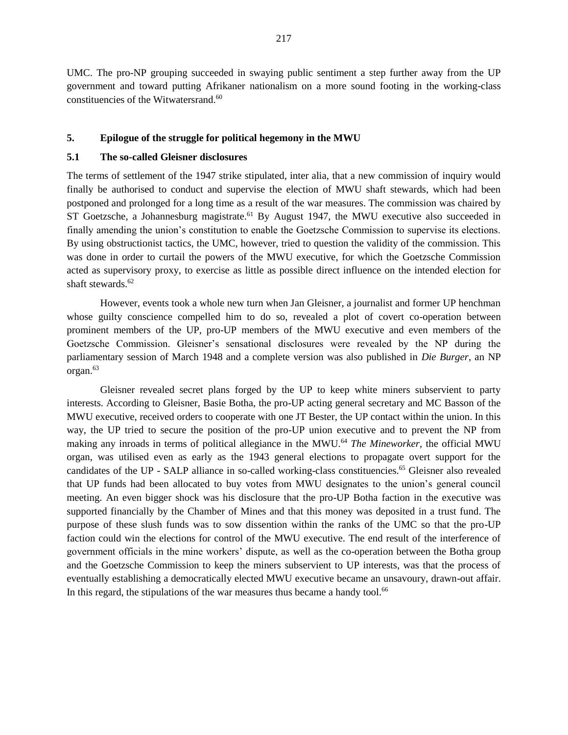UMC. The pro-NP grouping succeeded in swaying public sentiment a step further away from the UP government and toward putting Afrikaner nationalism on a more sound footing in the working-class constituencies of the Witwatersrand.[60]

## 5. Epilogue of the struggle for political hegemony in the MWU

### 5.1 The so-called Gleisner disclosures

The terms of settlement of the 1947 strike stipulated, inter alia, that a new commission of inquiry would finally be authorised to conduct and supervise the election of MWU shaft stewards, which had been postponed and prolonged for a long time as a result of the war measures. The commission was chaired by ST Goetzsche, a Johannesburg magistrate.[61] By August 1947, the MWU executive also succeeded in finally amending the union's constitution to enable the Goetzsche Commission to supervise its elections. By using obstructionist tactics, the UMC, however, tried to question the validity of the commission. This was done in order to curtail the powers of the MWU executive, for which the Goetzsche Commission acted as supervisory proxy, to exercise as little as possible direct influence on the intended election for shaft stewards.[62]

However, events took a whole new turn when Jan Gleisner, a journalist and former UP henchman whose guilty conscience compelled him to do so, revealed a plot of covert co-operation between prominent members of the UP, pro-UP members of the MWU executive and even members of the Goetzsche Commission. Gleisner's sensational disclosures were revealed by the NP during the parliamentary session of March 1948 and a complete version was also published in *Die Burger*, an NP organ.[63]

Gleisner revealed secret plans forged by the UP to keep white miners subservient to party interests. According to Gleisner, Basie Botha, the pro-UP acting general secretary and MC Basson of the MWU executive, received orders to cooperate with one JT Bester, the UP contact within the union. In this way, the UP tried to secure the position of the pro-UP union executive and to prevent the NP from making any inroads in terms of political allegiance in the MWU.[64] *The Mineworker*, the official MWU organ, was utilised even as early as the 1943 general elections to propagate overt support for the candidates of the UP - SALP alliance in so-called working-class constituencies.[65] Gleisner also revealed that UP funds had been allocated to buy votes from MWU designates to the union's general council meeting. An even bigger shock was his disclosure that the pro-UP Botha faction in the executive was supported financially by the Chamber of Mines and that this money was deposited in a trust fund. The purpose of these slush funds was to sow dissention within the ranks of the UMC so that the pro-UP faction could win the elections for control of the MWU executive. The end result of the interference of government officials in the mine workers' dispute, as well as the co-operation between the Botha group and the Goetzsche Commission to keep the miners subservient to UP interests, was that the process of eventually establishing a democratically elected MWU executive became an unsavoury, drawn-out affair. In this regard, the stipulations of the war measures thus became a handy tool.[66]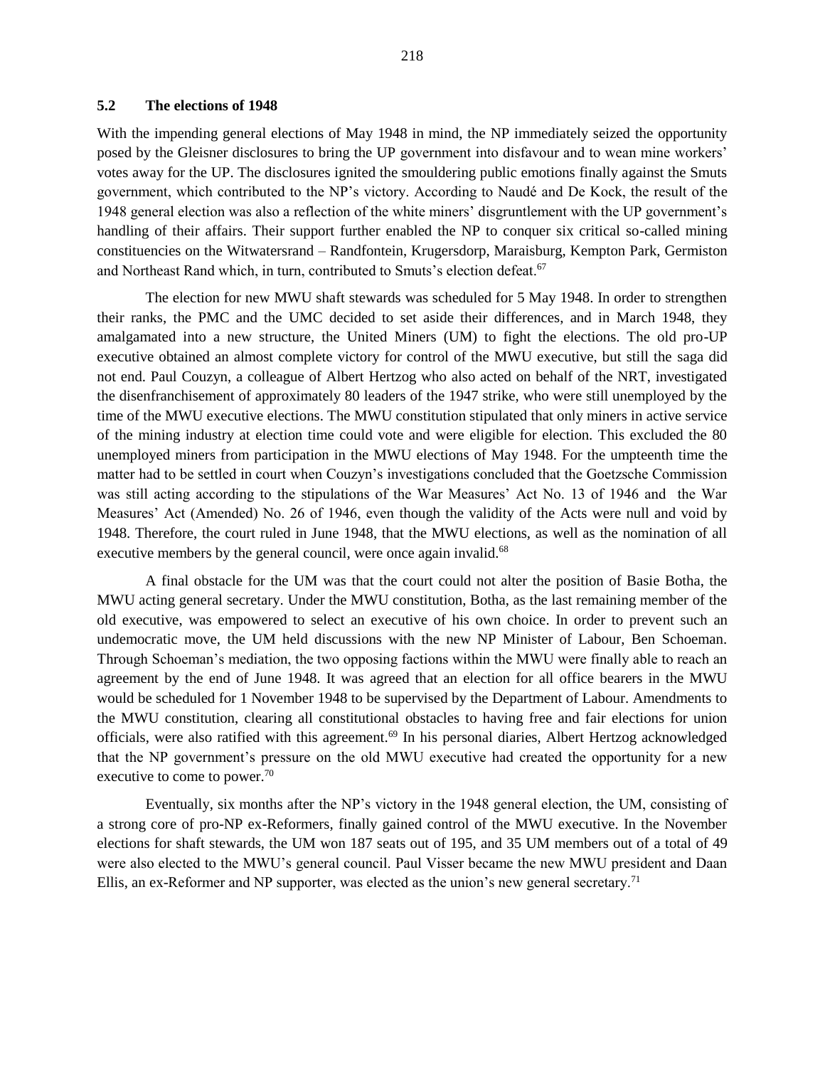### 5.2 The elections of 1948

With the impending general elections of May 1948 in mind, the NP immediately seized the opportunity posed by the Gleisner disclosures to bring the UP government into disfavour and to wean mine workers' votes away for the UP. The disclosures ignited the smouldering public emotions finally against the Smuts government, which contributed to the NP's victory. According to Naudé and De Kock, the result of the 1948 general election was also a reflection of the white miners' disgruntlement with the UP government's handling of their affairs. Their support further enabled the NP to conquer six critical so-called mining constituencies on the Witwatersrand – Randfontein, Krugersdorp, Maraisburg, Kempton Park, Germiston and Northeast Rand which, in turn, contributed to Smuts's election defeat.[67]

The election for new MWU shaft stewards was scheduled for 5 May 1948. In order to strengthen their ranks, the PMC and the UMC decided to set aside their differences, and in March 1948, they amalgamated into a new structure, the United Miners (UM) to fight the elections. The old pro-UP executive obtained an almost complete victory for control of the MWU executive, but still the saga did not end. Paul Couzyn, a colleague of Albert Hertzog who also acted on behalf of the NRT, investigated the disenfranchisement of approximately 80 leaders of the 1947 strike, who were still unemployed by the time of the MWU executive elections. The MWU constitution stipulated that only miners in active service of the mining industry at election time could vote and were eligible for election. This excluded the 80 unemployed miners from participation in the MWU elections of May 1948. For the umpteenth time the matter had to be settled in court when Couzyn's investigations concluded that the Goetzsche Commission was still acting according to the stipulations of the War Measures' Act No. 13 of 1946 and the War Measures' Act (Amended) No. 26 of 1946, even though the validity of the Acts were null and void by 1948. Therefore, the court ruled in June 1948, that the MWU elections, as well as the nomination of all executive members by the general council, were once again invalid.[68]

A final obstacle for the UM was that the court could not alter the position of Basie Botha, the MWU acting general secretary. Under the MWU constitution, Botha, as the last remaining member of the old executive, was empowered to select an executive of his own choice. In order to prevent such an undemocratic move, the UM held discussions with the new NP Minister of Labour, Ben Schoeman. Through Schoeman's mediation, the two opposing factions within the MWU were finally able to reach an agreement by the end of June 1948. It was agreed that an election for all office bearers in the MWU would be scheduled for 1 November 1948 to be supervised by the Department of Labour. Amendments to the MWU constitution, clearing all constitutional obstacles to having free and fair elections for union officials, were also ratified with this agreement.[69] In his personal diaries, Albert Hertzog acknowledged that the NP government's pressure on the old MWU executive had created the opportunity for a new executive to come to power.[70]

Eventually, six months after the NP's victory in the 1948 general election, the UM, consisting of a strong core of pro-NP ex-Reformers, finally gained control of the MWU executive. In the November elections for shaft stewards, the UM won 187 seats out of 195, and 35 UM members out of a total of 49 were also elected to the MWU's general council. Paul Visser became the new MWU president and Daan Ellis, an ex-Reformer and NP supporter, was elected as the union's new general secretary.[71]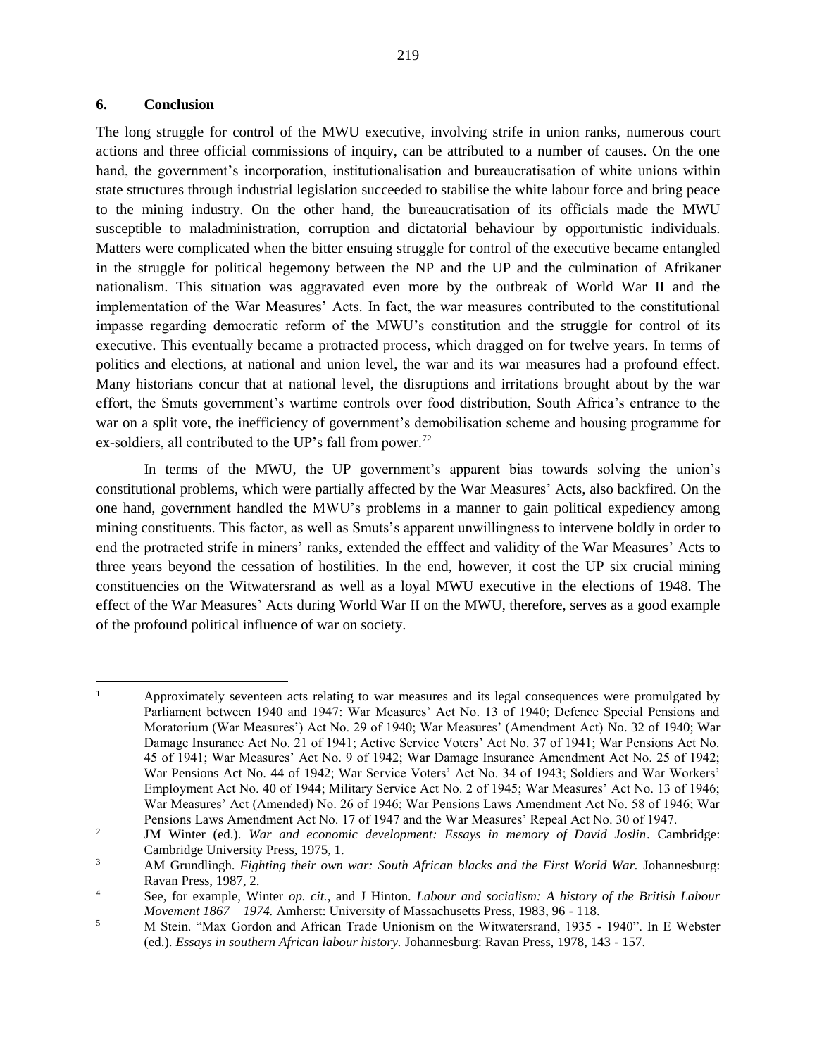## 6. Conclusion

The long struggle for control of the MWU executive, involving strife in union ranks, numerous court actions and three official commissions of inquiry, can be attributed to a number of causes. On the one hand, the government's incorporation, institutionalisation and bureaucratisation of white unions within state structures through industrial legislation succeeded to stabilise the white labour force and bring peace to the mining industry. On the other hand, the bureaucratisation of its officials made the MWU susceptible to maladministration, corruption and dictatorial behaviour by opportunistic individuals. Matters were complicated when the bitter ensuing struggle for control of the executive became entangled in the struggle for political hegemony between the NP and the UP and the culmination of Afrikaner nationalism. This situation was aggravated even more by the outbreak of World War II and the implementation of the War Measures' Acts. In fact, the war measures contributed to the constitutional impasse regarding democratic reform of the MWU's constitution and the struggle for control of its executive. This eventually became a protracted process, which dragged on for twelve years. In terms of politics and elections, at national and union level, the war and its war measures had a profound effect. Many historians concur that at national level, the disruptions and irritations brought about by the war effort, the Smuts government's wartime controls over food distribution, South Africa's entrance to the war on a split vote, the inefficiency of government's demobilisation scheme and housing programme for ex-soldiers, all contributed to the UP's fall from power.[72]

In terms of the MWU, the UP government's apparent bias towards solving the union's constitutional problems, which were partially affected by the War Measures' Acts, also backfired. On the one hand, government handled the MWU's problems in a manner to gain political expediency among mining constituents. This factor, as well as Smuts's apparent unwillingness to intervene boldly in order to end the protracted strife in miners' ranks, extended the efffect and validity of the War Measures' Acts to three years beyond the cessation of hostilities. In the end, however, it cost the UP six crucial mining constituencies on the Witwatersrand as well as a loyal MWU executive in the elections of 1948. The effect of the War Measures' Acts during World War II on the MWU, therefore, serves as a good example of the profound political influence of war on society.

---

[1] Approximately seventeen acts relating to war measures and its legal consequences were promulgated by Parliament between 1940 and 1947: War Measures' Act No. 13 of 1940; Defence Special Pensions and Moratorium (War Measures') Act No. 29 of 1940; War Measures' (Amendment Act) No. 32 of 1940; War Damage Insurance Act No. 21 of 1941; Active Service Voters' Act No. 37 of 1941; War Pensions Act No. 45 of 1941; War Measures' Act No. 9 of 1942; War Damage Insurance Amendment Act No. 25 of 1942; War Pensions Act No. 44 of 1942; War Service Voters' Act No. 34 of 1943; Soldiers and War Workers' Employment Act No. 40 of 1944; Military Service Act No. 2 of 1945; War Measures' Act No. 13 of 1946; War Measures' Act (Amended) No. 26 of 1946; War Pensions Laws Amendment Act No. 58 of 1946; War Pensions Laws Amendment Act No. 17 of 1947 and the War Measures' Repeal Act No. 30 of 1947.

[2] JM Winter (ed.). *War and economic development: Essays in memory of David Joslin*. Cambridge: Cambridge University Press, 1975, 1.

[3] AM Grundlingh. *Fighting their own war: South African blacks and the First World War.* Johannesburg: Ravan Press, 1987, 2.

[4] See, for example, Winter *op. cit.*, and J Hinton. *Labour and socialism: A history of the British Labour Movement 1867 – 1974.* Amherst: University of Massachusetts Press, 1983, 96 - 118.

[5] M Stein. "Max Gordon and African Trade Unionism on the Witwatersrand, 1935 - 1940". In E Webster (ed.). *Essays in southern African labour history.* Johannesburg: Ravan Press, 1978, 143 - 157.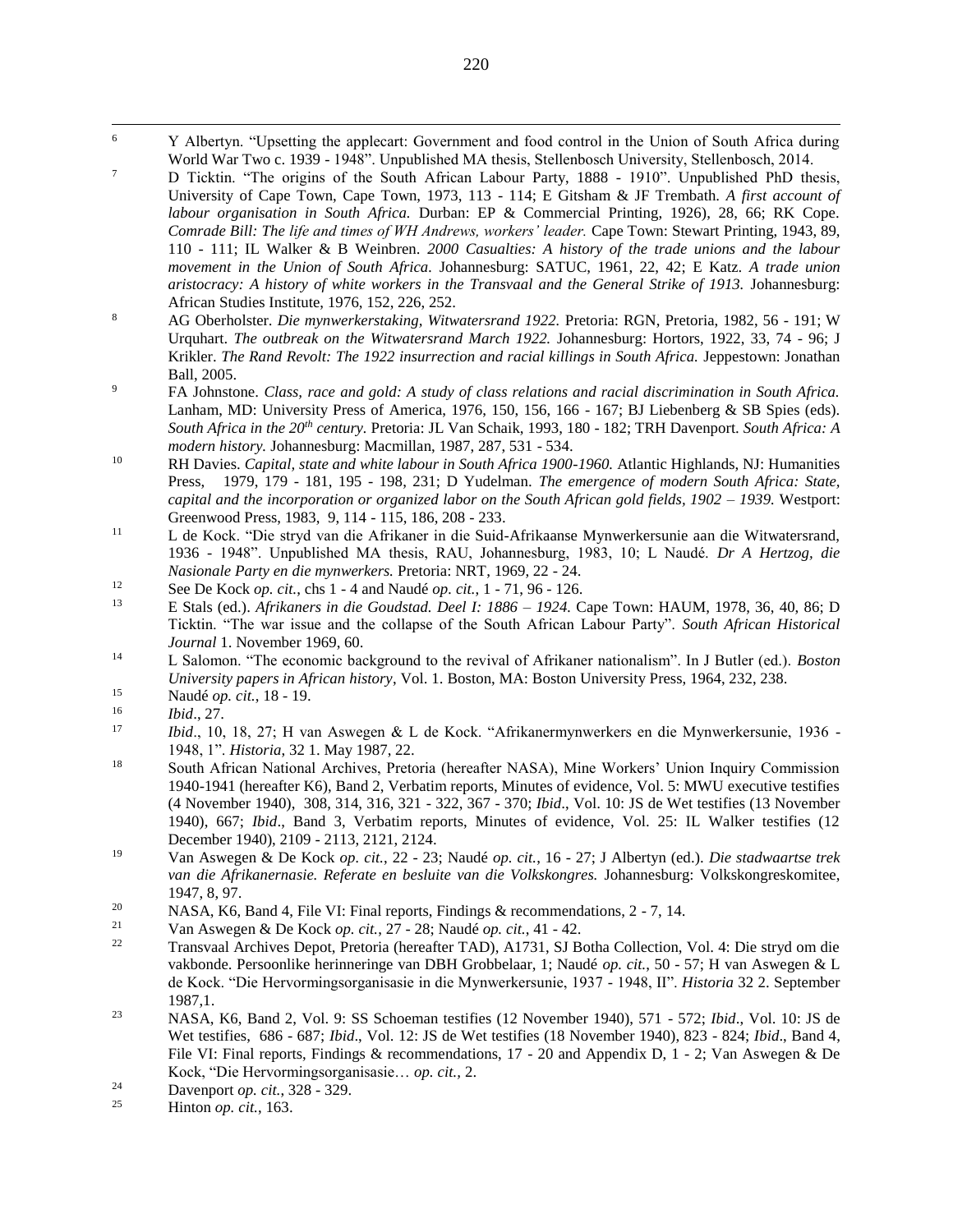[6] Y Albertyn. "Upsetting the applecart: Government and food control in the Union of South Africa during World War Two c. 1939 - 1948". Unpublished MA thesis, Stellenbosch University, Stellenbosch, 2014.

[7] D Ticktin. "The origins of the South African Labour Party, 1888 - 1910". Unpublished PhD thesis, University of Cape Town, Cape Town, 1973, 113 - 114; E Gitsham & JF Trembath. *A first account of labour organisation in South Africa.* Durban: EP & Commercial Printing, 1926), 28, 66; RK Cope. *Comrade Bill: The life and times of WH Andrews, workers' leader.* Cape Town: Stewart Printing, 1943, 89, 110 - 111; IL Walker & B Weinbren. *2000 Casualties: A history of the trade unions and the labour movement in the Union of South Africa*. Johannesburg: SATUC, 1961, 22, 42; E Katz. *A trade union aristocracy: A history of white workers in the Transvaal and the General Strike of 1913.* Johannesburg: African Studies Institute, 1976, 152, 226, 252.

[8] AG Oberholster. *Die mynwerkerstaking, Witwatersrand 1922.* Pretoria: RGN, Pretoria, 1982, 56 - 191; W Urquhart. *The outbreak on the Witwatersrand March 1922.* Johannesburg: Hortors, 1922, 33, 74 - 96; J Krikler. *The Rand Revolt: The 1922 insurrection and racial killings in South Africa.* Jeppestown: Jonathan Ball, 2005.

[9] FA Johnstone. *Class, race and gold: A study of class relations and racial discrimination in South Africa.* Lanham, MD: University Press of America, 1976, 150, 156, 166 - 167; BJ Liebenberg & SB Spies (eds). *South Africa in the 20th century*. Pretoria: JL Van Schaik, 1993, 180 - 182; TRH Davenport. *South Africa: A modern history.* Johannesburg: Macmillan, 1987, 287, 531 - 534.

[10] RH Davies. *Capital, state and white labour in South Africa 1900-1960.* Atlantic Highlands, NJ: Humanities Press, 1979, 179 - 181, 195 - 198, 231; D Yudelman. *The emergence of modern South Africa: State, capital and the incorporation or organized labor on the South African gold fields, 1902 – 1939.* Westport: Greenwood Press, 1983, 9, 114 - 115, 186, 208 - 233.

[11] L de Kock. "Die stryd van die Afrikaner in die Suid-Afrikaanse Mynwerkersunie aan die Witwatersrand, 1936 - 1948". Unpublished MA thesis, RAU, Johannesburg, 1983, 10; L Naudé. *Dr A Hertzog, die Nasionale Party en die mynwerkers.* Pretoria: NRT, 1969, 22 - 24.

[12] See De Kock *op. cit.*, chs 1 - 4 and Naudé *op. cit.*, 1 - 71, 96 - 126.

[13] E Stals (ed.). *Afrikaners in die Goudstad. Deel I: 1886 – 1924.* Cape Town: HAUM, 1978, 36, 40, 86; D Ticktin. "The war issue and the collapse of the South African Labour Party". *South African Historical Journal* 1. November 1969, 60.

[14] L Salomon. "The economic background to the revival of Afrikaner nationalism". In J Butler (ed.). *Boston University papers in African history*, Vol. 1. Boston, MA: Boston University Press, 1964, 232, 238.

[15] Naudé *op. cit.*, 18 - 19.

[16] *Ibid*., 27.

[17] *Ibid*., 10, 18, 27; H van Aswegen & L de Kock. "Afrikanermynwerkers en die Mynwerkersunie, 1936 - 1948, 1". *Historia*, 32 1. May 1987, 22.

[18] South African National Archives, Pretoria (hereafter NASA), Mine Workers' Union Inquiry Commission 1940-1941 (hereafter K6), Band 2, Verbatim reports, Minutes of evidence, Vol. 5: MWU executive testifies (4 November 1940), 308, 314, 316, 321 - 322, 367 - 370; *Ibid*., Vol. 10: JS de Wet testifies (13 November 1940), 667; *Ibid*., Band 3, Verbatim reports, Minutes of evidence, Vol. 25: IL Walker testifies (12 December 1940), 2109 - 2113, 2121, 2124.

[19] Van Aswegen & De Kock *op. cit.*, 22 - 23; Naudé *op. cit.*, 16 - 27; J Albertyn (ed.). *Die stadwaartse trek van die Afrikanernasie. Referate en besluite van die Volkskongres.* Johannesburg: Volkskongreskomitee, 1947, 8, 97.

[20] NASA, K6, Band 4, File VI: Final reports, Findings & recommendations, 2 - 7, 14.

[21] Van Aswegen & De Kock *op. cit.*, 27 - 28; Naudé *op. cit.*, 41 - 42.

[22] Transvaal Archives Depot, Pretoria (hereafter TAD), A1731, SJ Botha Collection, Vol. 4: Die stryd om die vakbonde. Persoonlike herinneringe van DBH Grobbelaar, 1; Naudé *op. cit.*, 50 - 57; H van Aswegen & L de Kock. "Die Hervormingsorganisasie in die Mynwerkersunie, 1937 - 1948, II". *Historia* 32 2. September 1987,1.

[23] NASA, K6, Band 2, Vol. 9: SS Schoeman testifies (12 November 1940), 571 - 572; *Ibid*., Vol. 10: JS de Wet testifies, 686 - 687; *Ibid*., Vol. 12: JS de Wet testifies (18 November 1940), 823 - 824; *Ibid*., Band 4, File VI: Final reports, Findings & recommendations, 17 - 20 and Appendix D, 1 - 2; Van Aswegen & De Kock, "Die Hervormingsorganisasie… *op. cit.*, 2.

[24] Davenport *op. cit.*, 328 - 329.

[25] Hinton *op. cit.*, 163.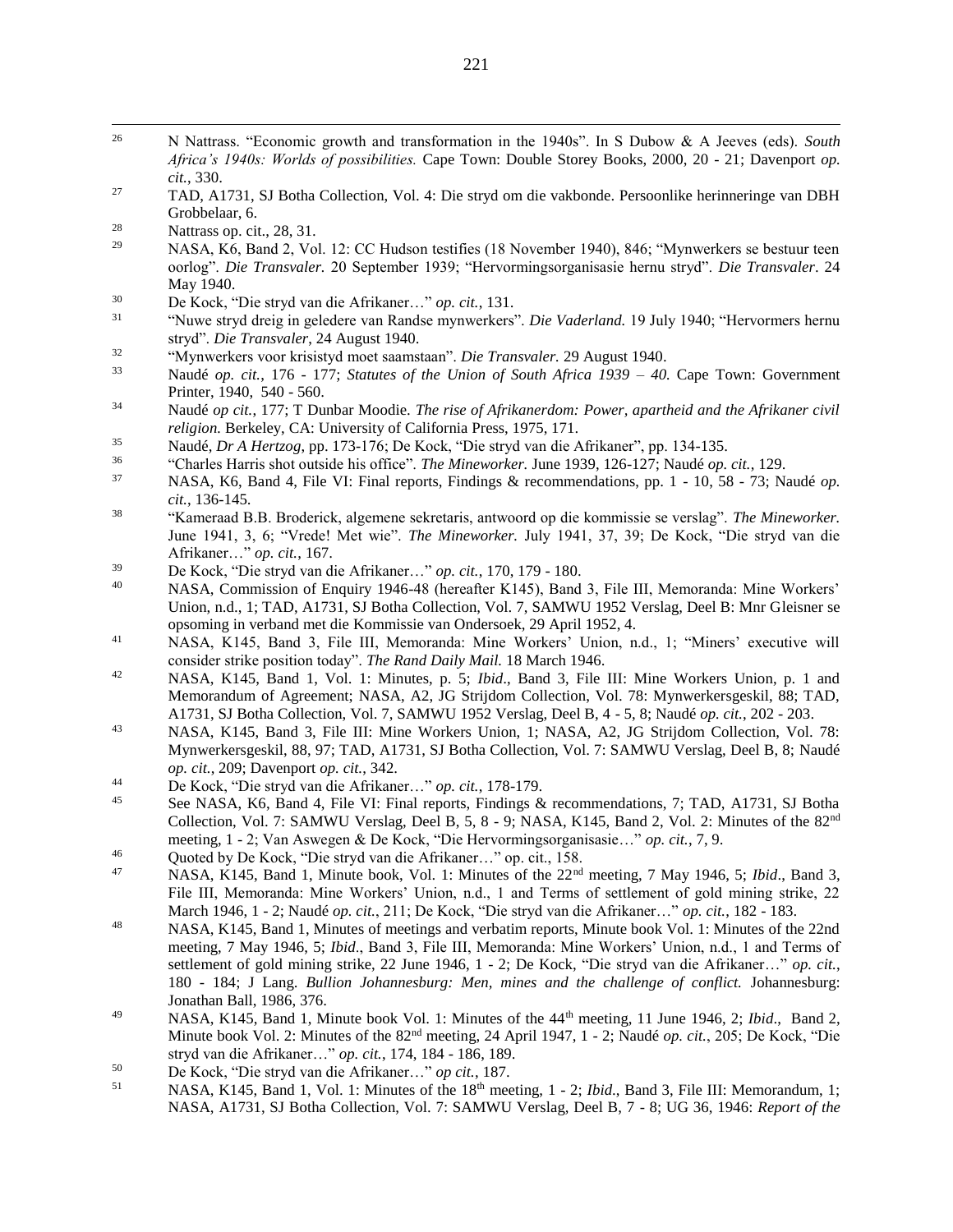[26] N Nattrass. "Economic growth and transformation in the 1940s". In S Dubow & A Jeeves (eds). *South Africa's 1940s: Worlds of possibilities.* Cape Town: Double Storey Books, 2000, 20 - 21; Davenport *op. cit.*, 330.

[27] TAD, A1731, SJ Botha Collection, Vol. 4: Die stryd om die vakbonde. Persoonlike herinneringe van DBH Grobbelaar, 6.

[28] Nattrass op. cit., 28, 31.

[29] NASA, K6, Band 2, Vol. 12: CC Hudson testifies (18 November 1940), 846; "Mynwerkers se bestuur teen oorlog". *Die Transvaler.* 20 September 1939; "Hervormingsorganisasie hernu stryd". *Die Transvaler*. 24 May 1940.

[30] De Kock, "Die stryd van die Afrikaner…" *op. cit.*, 131.

[31] "Nuwe stryd dreig in geledere van Randse mynwerkers". *Die Vaderland.* 19 July 1940; "Hervormers hernu stryd". *Die Transvaler*, 24 August 1940.

[32] "Mynwerkers voor krisistyd moet saamstaan". *Die Transvaler.* 29 August 1940.

[33] Naudé *op. cit.*, 176 - 177; *Statutes of the Union of South Africa 1939 – 40.* Cape Town: Government Printer, 1940, 540 - 560.

[34] Naudé *op cit.*, 177; T Dunbar Moodie. *The rise of Afrikanerdom: Power, apartheid and the Afrikaner civil religion.* Berkeley, CA: University of California Press, 1975, 171.

[35] Naudé, *Dr A Hertzog*, pp. 173-176; De Kock, "Die stryd van die Afrikaner", pp. 134-135.

[36] "Charles Harris shot outside his office". *The Mineworker.* June 1939, 126-127; Naudé *op. cit.*, 129.

[37] NASA, K6, Band 4, File VI: Final reports, Findings & recommendations, pp. 1 - 10, 58 - 73; Naudé *op. cit.*, 136-145.

[38] "Kameraad B.B. Broderick, algemene sekretaris, antwoord op die kommissie se verslag". *The Mineworker.* June 1941, 3, 6; "Vrede! Met wie". *The Mineworker.* July 1941, 37, 39; De Kock, "Die stryd van die Afrikaner…" *op. cit.*, 167.

[39] De Kock, "Die stryd van die Afrikaner…" *op. cit.*, 170, 179 - 180.

[40] NASA, Commission of Enquiry 1946-48 (hereafter K145), Band 3, File III, Memoranda: Mine Workers' Union, n.d., 1; TAD, A1731, SJ Botha Collection, Vol. 7, SAMWU 1952 Verslag, Deel B: Mnr Gleisner se opsoming in verband met die Kommissie van Ondersoek, 29 April 1952, 4.

[41] NASA, K145, Band 3, File III, Memoranda: Mine Workers' Union, n.d., 1; "Miners' executive will consider strike position today". *The Rand Daily Mail.* 18 March 1946.

[42] NASA, K145, Band 1, Vol. 1: Minutes, p. 5; *Ibid*., Band 3, File III: Mine Workers Union, p. 1 and Memorandum of Agreement; NASA, A2, JG Strijdom Collection, Vol. 78: Mynwerkersgeskil, 88; TAD, A1731, SJ Botha Collection, Vol. 7, SAMWU 1952 Verslag, Deel B, 4 - 5, 8; Naudé *op. cit.*, 202 - 203.

[43] NASA, K145, Band 3, File III: Mine Workers Union, 1; NASA, A2, JG Strijdom Collection, Vol. 78: Mynwerkersgeskil, 88, 97; TAD, A1731, SJ Botha Collection, Vol. 7: SAMWU Verslag, Deel B, 8; Naudé *op. cit.*, 209; Davenport *op. cit.*, 342.

[44] De Kock, "Die stryd van die Afrikaner…" *op. cit.*, 178-179.

[45] See NASA, K6, Band 4, File VI: Final reports, Findings & recommendations, 7; TAD, A1731, SJ Botha Collection, Vol. 7: SAMWU Verslag, Deel B, 5, 8 - 9; NASA, K145, Band 2, Vol. 2: Minutes of the 82nd meeting, 1 - 2; Van Aswegen & De Kock, "Die Hervormingsorganisasie…" *op. cit.*, 7, 9.

[46] Quoted by De Kock, "Die stryd van die Afrikaner…" op. cit., 158.

[47] NASA, K145, Band 1, Minute book, Vol. 1: Minutes of the 22nd meeting, 7 May 1946, 5; *Ibid*., Band 3, File III, Memoranda: Mine Workers' Union, n.d., 1 and Terms of settlement of gold mining strike, 22 March 1946, 1 - 2; Naudé *op. cit.*, 211; De Kock, "Die stryd van die Afrikaner…" *op. cit.*, 182 - 183.

[48] NASA, K145, Band 1, Minutes of meetings and verbatim reports, Minute book Vol. 1: Minutes of the 22nd meeting, 7 May 1946, 5; *Ibid*., Band 3, File III, Memoranda: Mine Workers' Union, n.d., 1 and Terms of settlement of gold mining strike, 22 June 1946, 1 - 2; De Kock, "Die stryd van die Afrikaner…" *op. cit.*, 180 - 184; J Lang. *Bullion Johannesburg: Men, mines and the challenge of conflict.* Johannesburg: Jonathan Ball, 1986, 376.

[49] NASA, K145, Band 1, Minute book Vol. 1: Minutes of the 44th meeting, 11 June 1946, 2; *Ibid*., Band 2, Minute book Vol. 2: Minutes of the 82nd meeting, 24 April 1947, 1 - 2; Naudé *op. cit.*, 205; De Kock, "Die stryd van die Afrikaner…" *op. cit.*, 174, 184 - 186, 189.

[50] De Kock, "Die stryd van die Afrikaner…" *op cit.*, 187.

[51] NASA, K145, Band 1, Vol. 1: Minutes of the 18th meeting, 1 - 2; *Ibid*., Band 3, File III: Memorandum, 1; NASA, A1731, SJ Botha Collection, Vol. 7: SAMWU Verslag, Deel B, 7 - 8; UG 36, 1946: *Report of the*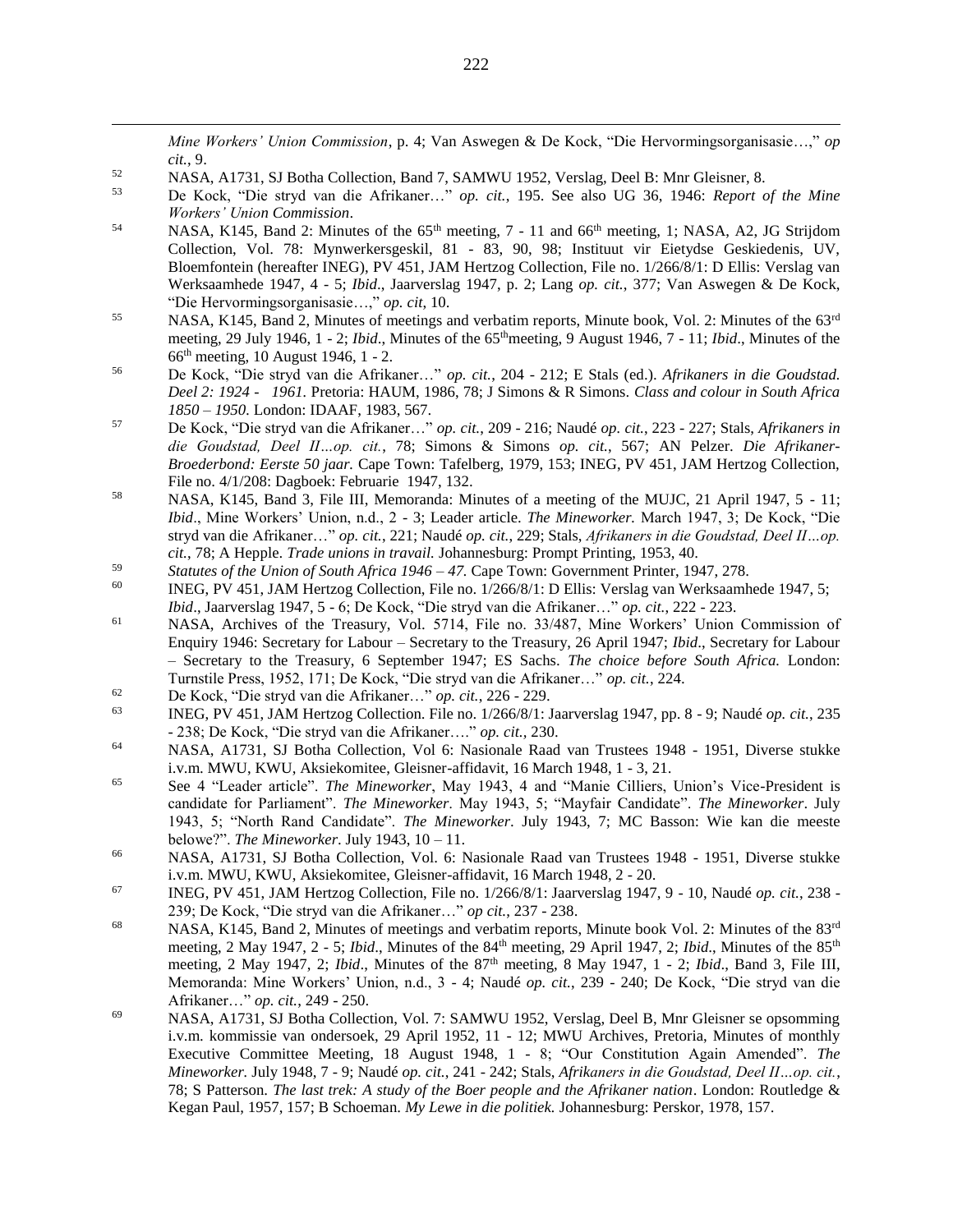*Mine Workers' Union Commission*, p. 4; Van Aswegen & De Kock, "Die Hervormingsorganisasie…," *op cit.*, 9.

52 NASA, A1731, SJ Botha Collection, Band 7, SAMWU 1952, Verslag, Deel B: Mnr Gleisner, 8.

53 De Kock, "Die stryd van die Afrikaner…" *op. cit.*, 195. See also UG 36, 1946: *Report of the Mine Workers' Union Commission*.

54 NASA, K145, Band 2: Minutes of the 65th meeting, 7 - 11 and 66th meeting, 1; NASA, A2, JG Strijdom Collection, Vol. 78: Mynwerkersgeskil, 81 - 83, 90, 98; Instituut vir Eietydse Geskiedenis, UV, Bloemfontein (hereafter INEG), PV 451, JAM Hertzog Collection, File no. 1/266/8/1: D Ellis: Verslag van Werksaamhede 1947, 4 - 5; *Ibid*., Jaarverslag 1947, p. 2; Lang *op. cit.*, 377; Van Aswegen & De Kock, "Die Hervormingsorganisasie…," *op. cit*, 10.

55 NASA, K145, Band 2, Minutes of meetings and verbatim reports, Minute book, Vol. 2: Minutes of the 63rd meeting, 29 July 1946, 1 - 2; *Ibid*., Minutes of the 65thmeeting, 9 August 1946, 7 - 11; *Ibid*., Minutes of the 66th meeting, 10 August 1946, 1 - 2.

56 De Kock, "Die stryd van die Afrikaner…" *op. cit.*, 204 - 212; E Stals (ed.). *Afrikaners in die Goudstad. Deel 2: 1924 - 1961.* Pretoria: HAUM, 1986, 78; J Simons & R Simons. *Class and colour in South Africa 1850 – 1950.* London: IDAAF, 1983, 567.

57 De Kock, "Die stryd van die Afrikaner…" *op. cit.*, 209 - 216; Naudé *op. cit.*, 223 - 227; Stals, *Afrikaners in die Goudstad, Deel II…op. cit.*, 78; Simons & Simons *op. cit.*, 567; AN Pelzer. *Die Afrikaner-Broederbond: Eerste 50 jaar.* Cape Town: Tafelberg, 1979, 153; INEG, PV 451, JAM Hertzog Collection, File no. 4/1/208: Dagboek: Februarie 1947, 132.

58 NASA, K145, Band 3, File III, Memoranda: Minutes of a meeting of the MUJC, 21 April 1947, 5 - 11; *Ibid*., Mine Workers' Union, n.d., 2 - 3; Leader article. *The Mineworker.* March 1947, 3; De Kock, "Die stryd van die Afrikaner…" *op. cit.*, 221; Naudé *op. cit.*, 229; Stals, *Afrikaners in die Goudstad, Deel II…op. cit.*, 78; A Hepple. *Trade unions in travail.* Johannesburg: Prompt Printing, 1953, 40.

59 *Statutes of the Union of South Africa 1946 – 47.* Cape Town: Government Printer, 1947, 278.

60 INEG, PV 451, JAM Hertzog Collection, File no. 1/266/8/1: D Ellis: Verslag van Werksaamhede 1947, 5; *Ibid*., Jaarverslag 1947, 5 - 6; De Kock, "Die stryd van die Afrikaner…" *op. cit.*, 222 - 223.

61 NASA, Archives of the Treasury, Vol. 5714, File no. 33/487, Mine Workers' Union Commission of Enquiry 1946: Secretary for Labour – Secretary to the Treasury, 26 April 1947; *Ibid*., Secretary for Labour – Secretary to the Treasury, 6 September 1947; ES Sachs. *The choice before South Africa.* London: Turnstile Press, 1952, 171; De Kock, "Die stryd van die Afrikaner…" *op. cit.*, 224.

62 De Kock, "Die stryd van die Afrikaner…" *op. cit.*, 226 - 229.

63 INEG, PV 451, JAM Hertzog Collection. File no. 1/266/8/1: Jaarverslag 1947, pp. 8 - 9; Naudé *op. cit.*, 235 - 238; De Kock, "Die stryd van die Afrikaner…." *op. cit.,* 230.

64 NASA, A1731, SJ Botha Collection, Vol 6: Nasionale Raad van Trustees 1948 - 1951, Diverse stukke i.v.m. MWU, KWU, Aksiekomitee, Gleisner-affidavit, 16 March 1948, 1 - 3, 21.

65 See 4 "Leader article". *The Mineworker*, May 1943, 4 and "Manie Cilliers, Union's Vice-President is candidate for Parliament". *The Mineworker*. May 1943, 5; "Mayfair Candidate". *The Mineworker*. July 1943, 5; "North Rand Candidate". *The Mineworker*. July 1943, 7; MC Basson: Wie kan die meeste belowe?". *The Mineworker*. July 1943, 10 – 11.

66 NASA, A1731, SJ Botha Collection, Vol. 6: Nasionale Raad van Trustees 1948 - 1951, Diverse stukke i.v.m. MWU, KWU, Aksiekomitee, Gleisner-affidavit, 16 March 1948, 2 - 20.

67 INEG, PV 451, JAM Hertzog Collection, File no. 1/266/8/1: Jaarverslag 1947, 9 - 10, Naudé *op. cit.*, 238 - 239; De Kock, "Die stryd van die Afrikaner…" *op cit.*, 237 - 238.

68 NASA, K145, Band 2, Minutes of meetings and verbatim reports, Minute book Vol. 2: Minutes of the 83rd meeting, 2 May 1947, 2 - 5; *Ibid*., Minutes of the 84th meeting, 29 April 1947, 2; *Ibid*., Minutes of the 85th meeting, 2 May 1947, 2; *Ibid*., Minutes of the 87th meeting, 8 May 1947, 1 - 2; *Ibid*., Band 3, File III, Memoranda: Mine Workers' Union, n.d., 3 - 4; Naudé *op. cit.*, 239 - 240; De Kock, "Die stryd van die Afrikaner…" *op. cit.*, 249 - 250.

69 NASA, A1731, SJ Botha Collection, Vol. 7: SAMWU 1952, Verslag, Deel B, Mnr Gleisner se opsomming i.v.m. kommissie van ondersoek, 29 April 1952, 11 - 12; MWU Archives, Pretoria, Minutes of monthly Executive Committee Meeting, 18 August 1948, 1 - 8; "Our Constitution Again Amended". *The Mineworker.* July 1948, 7 - 9; Naudé *op. cit.*, 241 - 242; Stals, *Afrikaners in die Goudstad, Deel II…op. cit.*, 78; S Patterson. *The last trek: A study of the Boer people and the Afrikaner nation*. London: Routledge & Kegan Paul, 1957, 157; B Schoeman. *My Lewe in die politiek.* Johannesburg: Perskor, 1978, 157.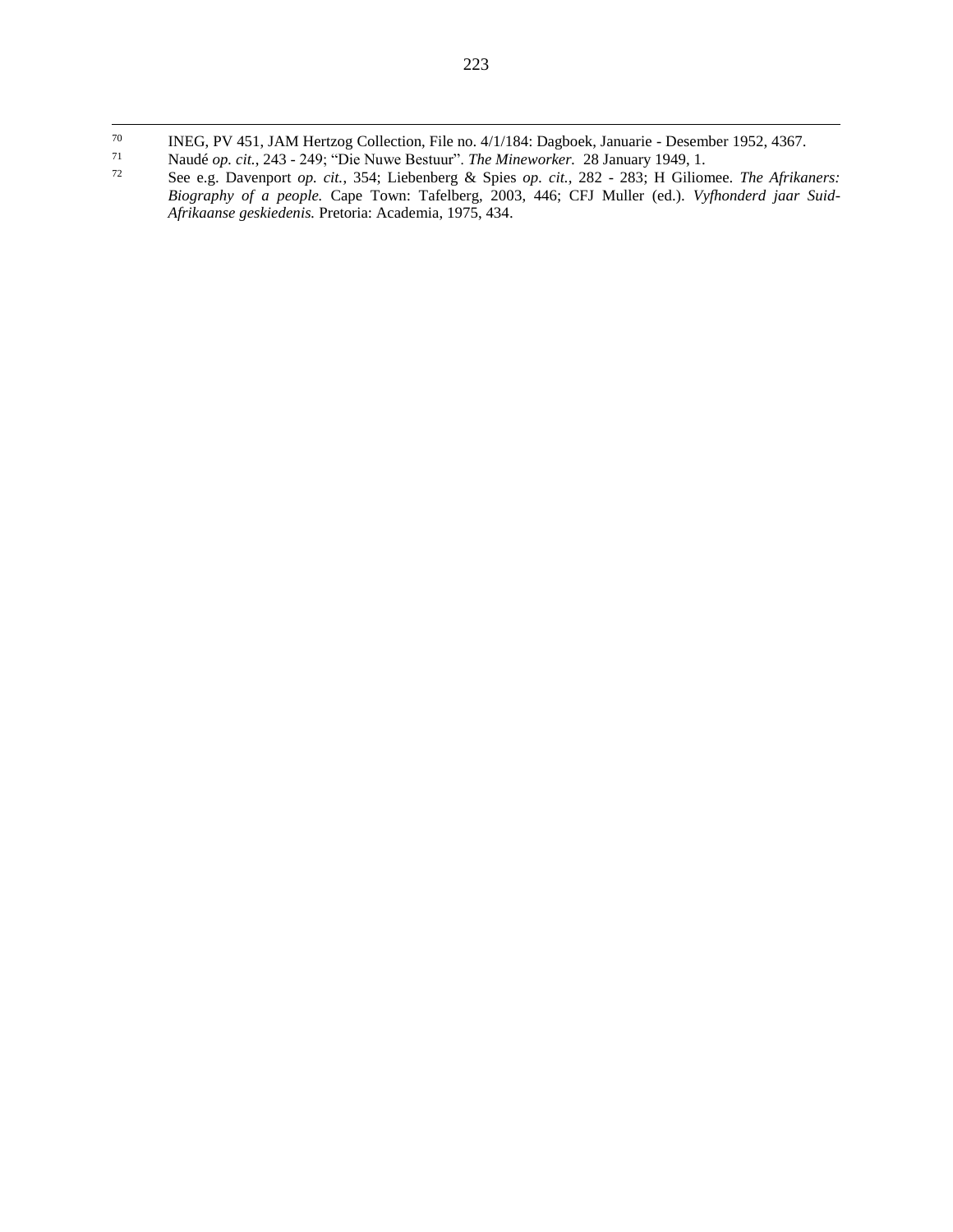[70] INEG, PV 451, JAM Hertzog Collection, File no. 4/1/184: Dagboek, Januarie - Desember 1952, 4367.

[71] Naudé *op. cit.*, 243 - 249; "Die Nuwe Bestuur". *The Mineworker.* 28 January 1949, 1.

[72] See e.g. Davenport *op. cit.*, 354; Liebenberg & Spies *op. cit.*, 282 - 283; H Giliomee. *The Afrikaners: Biography of a people.* Cape Town: Tafelberg, 2003, 446; CFJ Muller (ed.). *Vyfhonderd jaar Suid-Afrikaanse geskiedenis.* Pretoria: Academia, 1975, 434.